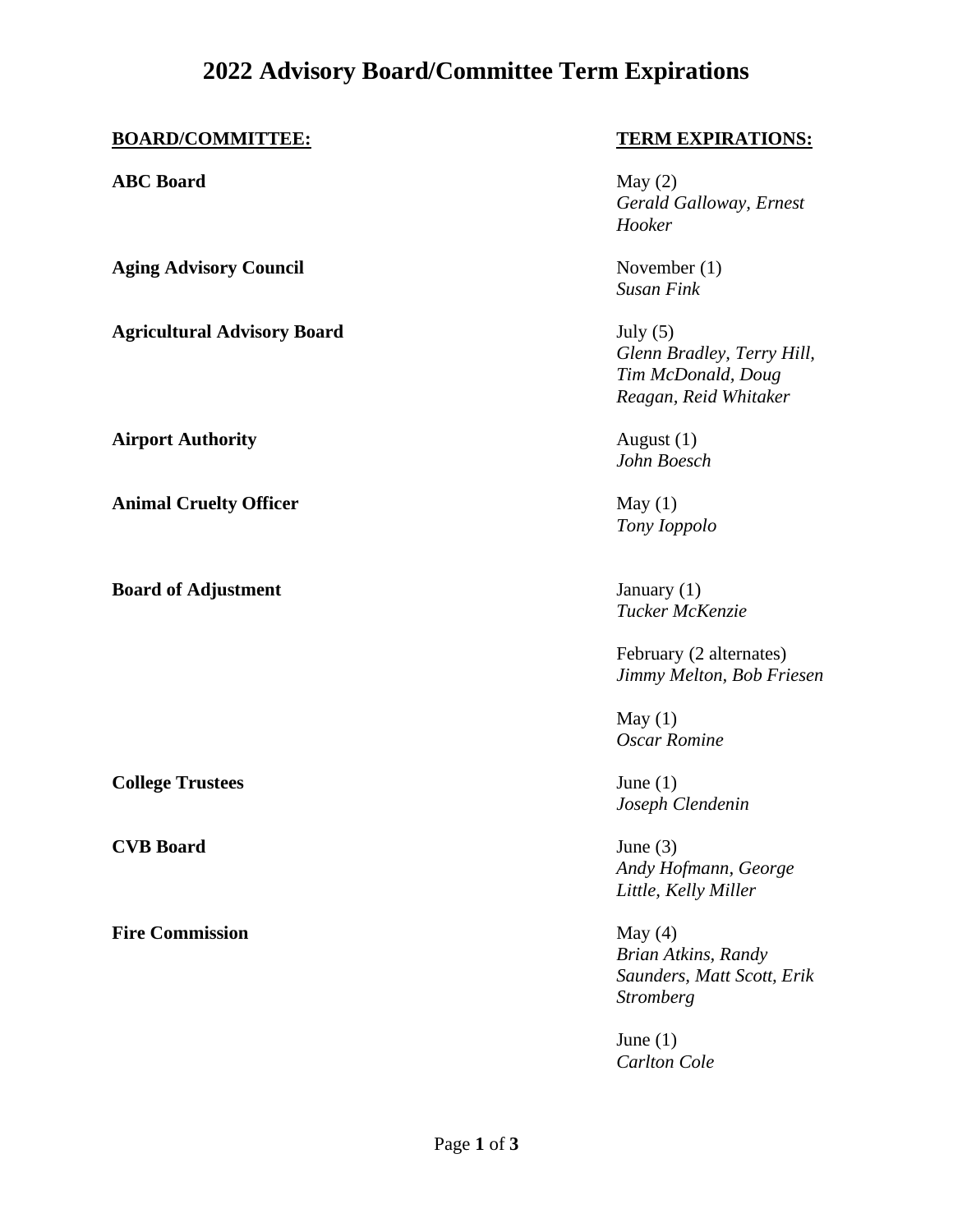# 2022 Advisory Board/Committee Term Expirations

| BOARD/COMMITTEE: | TERM EXPIRATIONS: |
|---|---|
| **ABC Board** | May (2)<br>*Gerald Galloway, Ernest Hooker* |
| **Aging Advisory Council** | November (1)<br>*Susan Fink* |
| **Agricultural Advisory Board** | July (5)<br>*Glenn Bradley, Terry Hill, Tim McDonald, Doug Reagan, Reid Whitaker* |
| **Airport Authority** | August (1)<br>*John Boesch* |
| **Animal Cruelty Officer** | May (1)<br>*Tony Ioppolo* |
| **Board of Adjustment** | January (1)<br>*Tucker McKenzie* |
| | February (2 alternates)<br>*Jimmy Melton, Bob Friesen* |
| | May (1)<br>*Oscar Romine* |
| **College Trustees** | June (1)<br>*Joseph Clendenin* |
| **CVB Board** | June (3)<br>*Andy Hofmann, George Little, Kelly Miller* |
| **Fire Commission** | May (4)<br>*Brian Atkins, Randy Saunders, Matt Scott, Erik Stromberg* |
| | June (1)<br>*Carlton Cole* |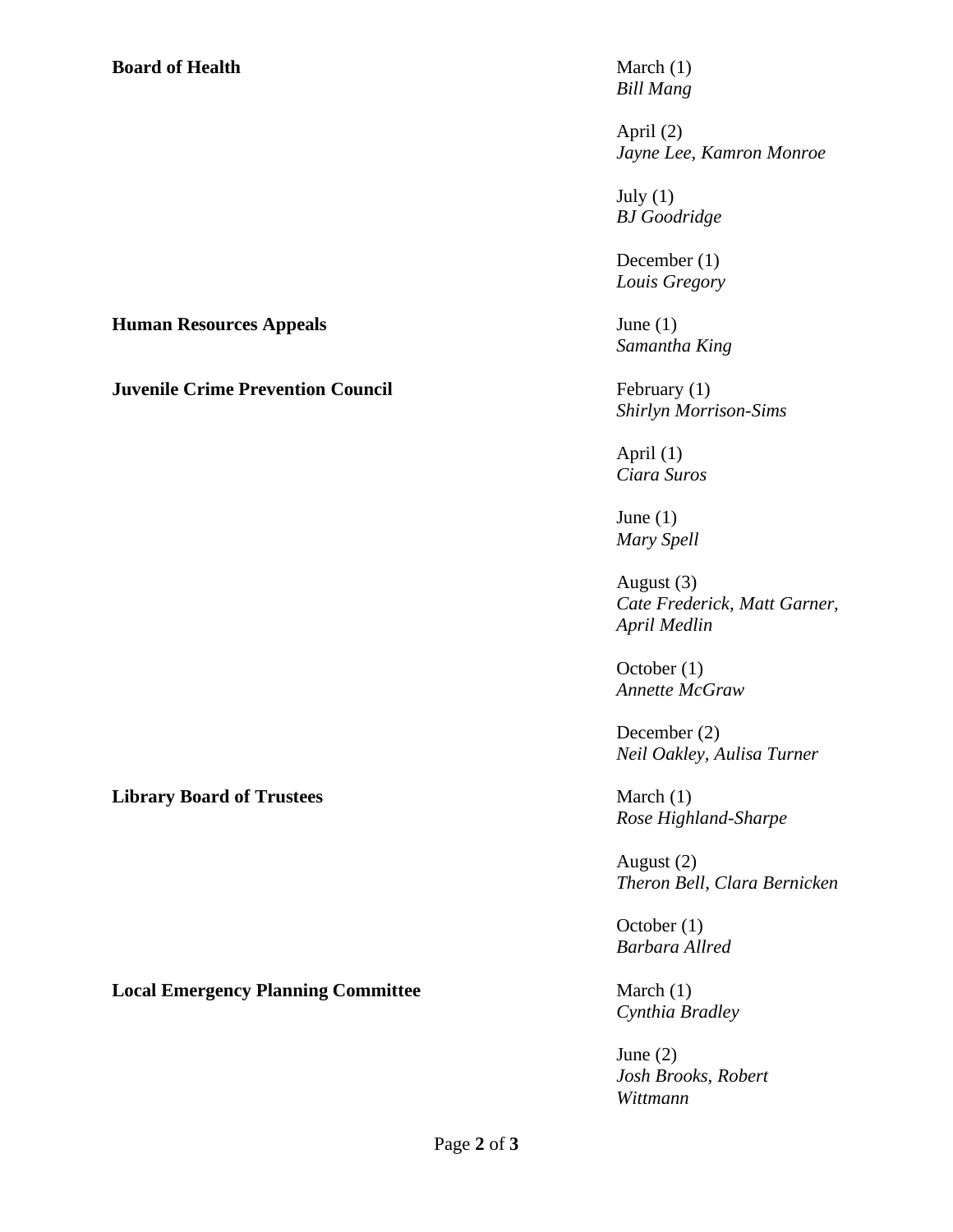**Board of Health**

March (1)
*Bill Mang*

April (2)
*Jayne Lee, Kamron Monroe*

July (1)
*BJ Goodridge*

December (1)
*Louis Gregory*

**Human Resources Appeals**

June (1)
*Samantha King*

**Juvenile Crime Prevention Council**

February (1)
*Shirlyn Morrison-Sims*

April (1)
*Ciara Suros*

June (1)
*Mary Spell*

August (3)
*Cate Frederick, Matt Garner, April Medlin*

October (1)
*Annette McGraw*

December (2)
*Neil Oakley, Aulisa Turner*

**Library Board of Trustees**

March (1)
*Rose Highland-Sharpe*

August (2)
*Theron Bell, Clara Bernicken*

October (1)
*Barbara Allred*

**Local Emergency Planning Committee**

March (1)
*Cynthia Bradley*

June (2)
*Josh Brooks, Robert Wittmann*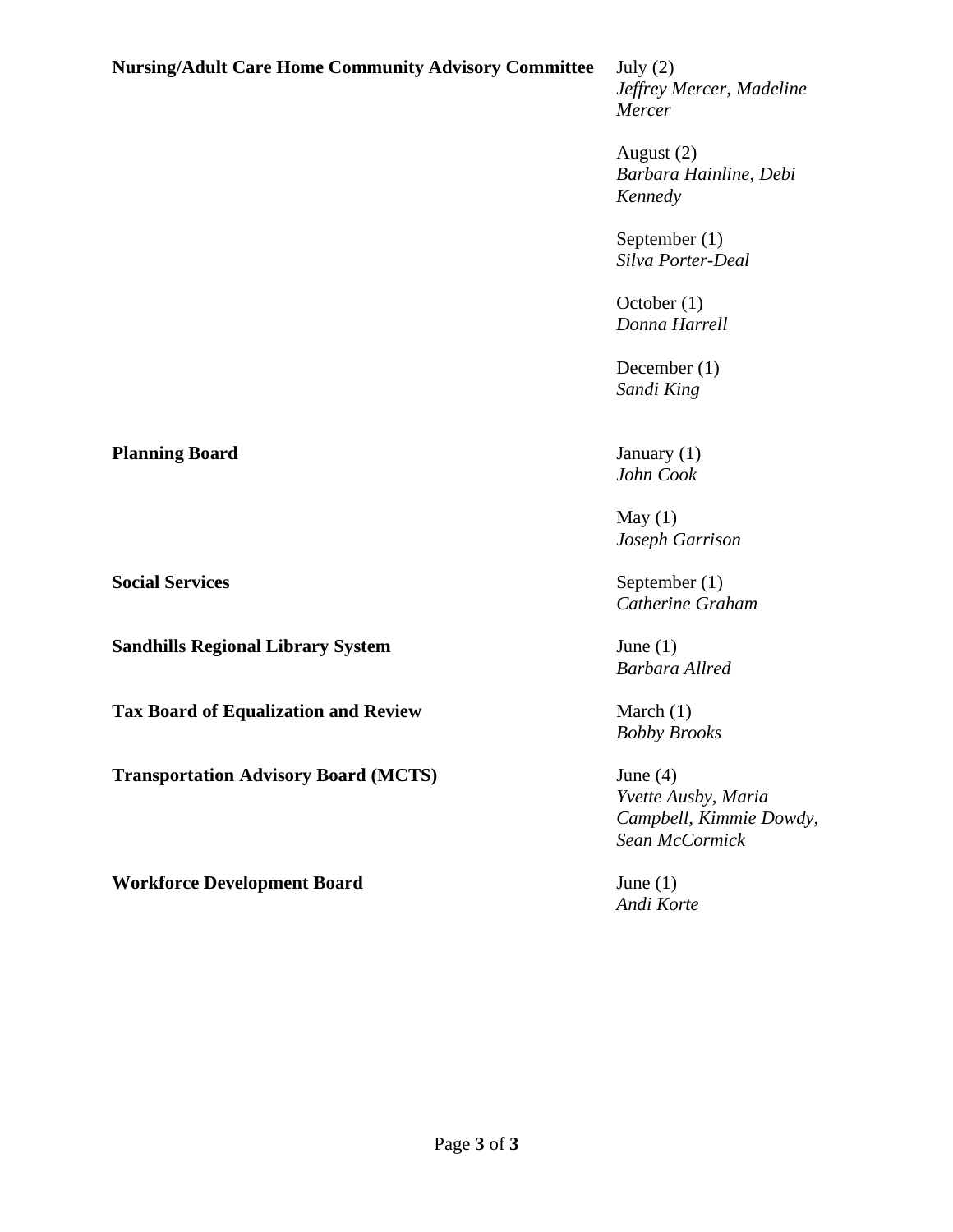| | |
|---|---|
| **Nursing/Adult Care Home Community Advisory Committee** | July (2)<br>*Jeffrey Mercer, Madeline Mercer*<br><br>August (2)<br>*Barbara Hainline, Debi Kennedy*<br><br>September (1)<br>*Silva Porter-Deal*<br><br>October (1)<br>*Donna Harrell*<br><br>December (1)<br>*Sandi King* |
| **Planning Board** | January (1)<br>*John Cook*<br><br>May (1)<br>*Joseph Garrison* |
| **Social Services** | September (1)<br>*Catherine Graham* |
| **Sandhills Regional Library System** | June (1)<br>*Barbara Allred* |
| **Tax Board of Equalization and Review** | March (1)<br>*Bobby Brooks* |
| **Transportation Advisory Board (MCTS)** | June (4)<br>*Yvette Ausby, Maria Campbell, Kimmie Dowdy, Sean McCormick* |
| **Workforce Development Board** | June (1)<br>*Andi Korte* |